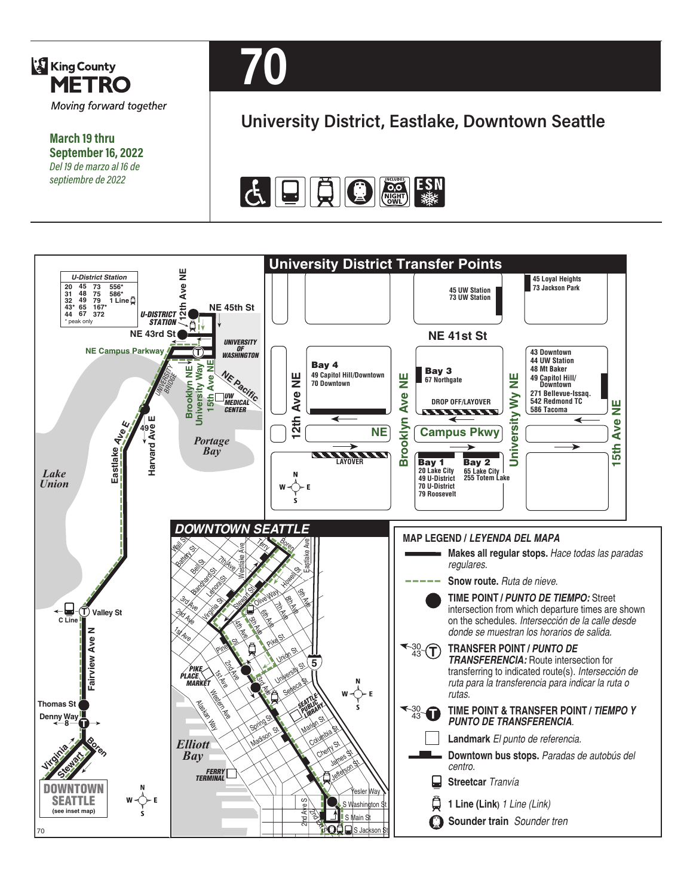King County METRO

*Moving forward together*

**March 19 thru September 16, 2022**

*Del 19 de marzo al 16 de septiembre de 2022*

# 70

## University District, Eastlake, Downtown Seattle

### U-District Station

20, 31, 32, 43*, 44, 45, 48, 49, 65, 67, 73, 75, 79, 167*, 372, 556*, 586*, 1 Line

\* peak only

### University District Transfer Points

- 45 Loyal Heights, 73 Jackson Park
- 45 UW Station, 73 UW Station
- Bay 4: 49 Capitol Hill/Downtown, 70 Downtown
- Bay 3: 67 Northgate
- DROP OFF/LAYOVER
- 43 Downtown, 44 UW Station, 48 Mt Baker, 49 Capitol Hill/Downtown, 271 Bellevue-Issaq., 542 Redmond TC, 586 Tacoma
- LAYOVER
- Bay 1: 20 Lake City, 49 U-District, 70 U-District, 79 Roosevelt
- Bay 2: 65 Lake City, 255 Totem Lake

### DOWNTOWN SEATTLE

### MAP LEGEND / *LEYENDA DEL MAPA*

- **Makes all regular stops.** *Hace todas las paradas regulares.*
- **Snow route.** *Ruta de nieve.*
- **TIME POINT / *PUNTO DE TIEMPO:*** Street intersection from which departure times are shown on the schedules. *Intersección de la calle desde donde se muestran los horarios de salida.*
- **TRANSFER POINT / *PUNTO DE TRANSFERENCIA:*** Route intersection for transferring to indicated route(s). *Intersección de ruta para la transferencia para indicar la ruta o rutas.*
- **TIME POINT & TRANSFER POINT / *TIEMPO Y PUNTO DE TRANSFERENCIA.***
- **Landmark** *El punto de referencia.*
- **Downtown bus stops.** *Paradas de autobús del centro.*
- **Streetcar** *Tranvía*
- **1 Line (Link)** *1 Line (Link)*
- **Sounder train** *Sounder tren*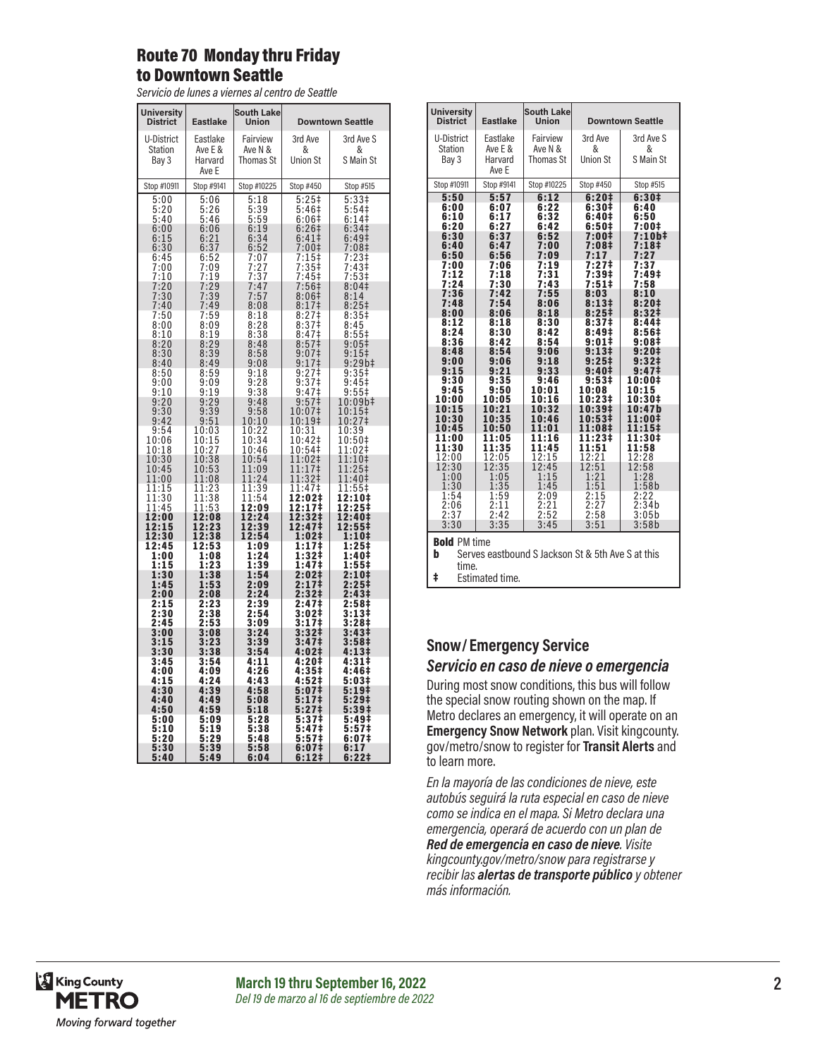## Route 70 Monday thru Friday to Downtown Seattle

*Servicio de lunes a viernes al centro de Seattle*

| University District | Eastlake | South Lake Union | Downtown Seattle | |
|---|---|---|---|---|
| U-District Station Bay 3 | Eastlake Ave E & Harvard Ave E | Fairview Ave N & Thomas St | 3rd Ave & Union St | 3rd Ave S & S Main St |
| Stop #10911 | Stop #9141 | Stop #10225 | Stop #450 | Stop #515 |
| 5:00 | 5:06 | 5:18 | 5:25‡ | 5:33‡ |
| 5:20 | 5:26 | 5:39 | 5:46‡ | 5:54‡ |
| 5:40 | 5:46 | 5:59 | 6:06‡ | 6:14‡ |
| 6:00 | 6:06 | 6:19 | 6:26‡ | 6:34‡ |
| 6:15 | 6:21 | 6:34 | 6:41‡ | 6:49‡ |
| 6:30 | 6:37 | 6:52 | 7:00‡ | 7:08‡ |
| 6:45 | 6:52 | 7:07 | 7:15‡ | 7:23‡ |
| 7:00 | 7:09 | 7:27 | 7:35‡ | 7:43‡ |
| 7:10 | 7:19 | 7:37 | 7:45‡ | 7:53‡ |
| 7:20 | 7:29 | 7:47 | 7:56‡ | 8:04‡ |
| 7:30 | 7:39 | 7:57 | 8:06‡ | 8:14 |
| 7:40 | 7:49 | 8:08 | 8:17‡ | 8:25‡ |
| 7:50 | 7:59 | 8:18 | 8:27‡ | 8:35‡ |
| 8:00 | 8:09 | 8:28 | 8:37‡ | 8:45 |
| 8:10 | 8:19 | 8:38 | 8:47‡ | 8:55‡ |
| 8:20 | 8:29 | 8:48 | 8:57‡ | 9:05‡ |
| 8:30 | 8:39 | 8:58 | 9:07‡ | 9:15‡ |
| 8:40 | 8:49 | 9:08 | 9:17‡ | 9:29b‡ |
| 8:50 | 8:59 | 9:18 | 9:27‡ | 9:35‡ |
| 9:00 | 9:09 | 9:28 | 9:37‡ | 9:45‡ |
| 9:10 | 9:19 | 9:38 | 9:47‡ | 9:55‡ |
| 9:20 | 9:29 | 9:48 | 9:57‡ | 10:09b‡ |
| 9:30 | 9:39 | 9:58 | 10:07‡ | 10:15‡ |
| 9:42 | 9:51 | 10:10 | 10:19‡ | 10:27‡ |
| 9:54 | 10:03 | 10:22 | 10:31 | 10:39 |
| 10:06 | 10:15 | 10:34 | 10:42‡ | 10:50‡ |
| 10:18 | 10:27 | 10:46 | 10:54‡ | 11:02‡ |
| 10:30 | 10:38 | 10:54 | 11:02‡ | 11:10‡ |
| 10:45 | 10:53 | 11:09 | 11:17‡ | 11:25‡ |
| 11:00 | 11:08 | 11:24 | 11:32‡ | 11:40‡ |
| 11:15 | 11:23 | 11:39 | 11:47‡ | 11:55‡ |
| 11:30 | 11:38 | 11:54 | **12:02‡** | **12:10‡** |
| 11:45 | 11:53 | **12:09** | **12:17‡** | **12:25‡** |
| **12:00** | **12:08** | **12:24** | **12:32‡** | **12:40‡** |
| **12:15** | **12:23** | **12:39** | **12:47‡** | **12:55‡** |
| **12:30** | **12:38** | **12:54** | **1:02‡** | **1:10‡** |
| **12:45** | **12:53** | **1:09** | **1:17‡** | **1:25‡** |
| **1:00** | **1:08** | **1:24** | **1:32‡** | **1:40‡** |
| **1:15** | **1:23** | **1:39** | **1:47‡** | **1:55‡** |
| **1:30** | **1:38** | **1:54** | **2:02‡** | **2:10‡** |
| **1:45** | **1:53** | **2:09** | **2:17‡** | **2:25‡** |
| **2:00** | **2:08** | **2:24** | **2:32‡** | **2:43‡** |
| **2:15** | **2:23** | **2:39** | **2:47‡** | **2:58‡** |
| **2:30** | **2:38** | **2:54** | **3:02‡** | **3:13‡** |
| **2:45** | **2:53** | **3:09** | **3:17‡** | **3:28‡** |
| **3:00** | **3:08** | **3:24** | **3:32‡** | **3:43‡** |
| **3:15** | **3:23** | **3:39** | **3:47‡** | **3:58‡** |
| **3:30** | **3:38** | **3:54** | **4:02‡** | **4:13‡** |
| **3:45** | **3:54** | **4:11** | **4:20‡** | **4:31‡** |
| **4:00** | **4:09** | **4:26** | **4:35‡** | **4:46‡** |
| **4:15** | **4:24** | **4:43** | **4:52‡** | **5:03‡** |
| **4:30** | **4:39** | **4:58** | **5:07‡** | **5:19‡** |
| **4:40** | **4:49** | **5:08** | **5:17‡** | **5:29‡** |
| **4:50** | **4:59** | **5:18** | **5:27‡** | **5:39‡** |
| **5:00** | **5:09** | **5:28** | **5:37‡** | **5:49‡** |
| **5:10** | **5:19** | **5:38** | **5:47‡** | **5:57‡** |
| **5:20** | **5:29** | **5:48** | **5:57‡** | **6:07‡** |
| **5:30** | **5:39** | **5:58** | **6:07‡** | **6:17** |
| **5:40** | **5:49** | **6:04** | **6:12‡** | **6:22‡** |
| **5:50** | **5:57** | **6:12** | **6:20‡** | **6:30‡** |
| **6:00** | **6:07** | **6:22** | **6:30‡** | **6:40** |
| **6:10** | **6:17** | **6:32** | **6:40‡** | **6:50** |
| **6:20** | **6:27** | **6:42** | **6:50‡** | **7:00‡** |
| **6:30** | **6:37** | **6:52** | **7:00‡** | **7:10b‡** |
| **6:40** | **6:47** | **7:00** | **7:08‡** | **7:18‡** |
| **6:50** | **6:56** | **7:09** | **7:17** | **7:27** |
| **7:00** | **7:06** | **7:19** | **7:27‡** | **7:37** |
| **7:12** | **7:18** | **7:31** | **7:39‡** | **7:49‡** |
| **7:24** | **7:30** | **7:43** | **7:51‡** | **7:58** |
| **7:36** | **7:42** | **7:55** | **8:03** | **8:10** |
| **7:48** | **7:54** | **8:06** | **8:13‡** | **8:20‡** |
| **8:00** | **8:06** | **8:18** | **8:25‡** | **8:32‡** |
| **8:12** | **8:18** | **8:30** | **8:37‡** | **8:44‡** |
| **8:24** | **8:30** | **8:42** | **8:49‡** | **8:56‡** |
| **8:36** | **8:42** | **8:54** | **9:01‡** | **9:08‡** |
| **8:48** | **8:54** | **9:06** | **9:13‡** | **9:20‡** |
| **9:00** | **9:06** | **9:18** | **9:25‡** | **9:32‡** |
| **9:15** | **9:21** | **9:33** | **9:40‡** | **9:47‡** |
| **9:30** | **9:35** | **9:46** | **9:53‡** | **10:00‡** |
| **9:45** | **9:50** | **10:01** | **10:08** | **10:15** |
| **10:00** | **10:05** | **10:16** | **10:23‡** | **10:30‡** |
| **10:15** | **10:21** | **10:32** | **10:39‡** | **10:47b** |
| **10:30** | **10:35** | **10:46** | **10:53‡** | **11:00‡** |
| **10:45** | **10:50** | **11:01** | **11:08‡** | **11:15‡** |
| **11:00** | **11:05** | **11:16** | **11:23‡** | **11:30‡** |
| **11:30** | **11:35** | **11:45** | **11:51** | **11:58** |
| 12:00 | 12:05 | 12:15 | 12:21 | 12:28 |
| 12:30 | 12:35 | 12:45 | 12:51 | 12:58 |
| 1:00 | 1:05 | 1:15 | 1:21 | 1:28 |
| 1:30 | 1:35 | 1:45 | 1:51 | 1:58b |
| 1:54 | 1:59 | 2:09 | 2:15 | 2:22 |
| 2:06 | 2:11 | 2:21 | 2:27 | 2:34b |
| 2:37 | 2:42 | 2:52 | 2:58 | 3:05b |
| 3:30 | 3:35 | 3:45 | 3:51 | 3:58b |

**Bold** PM time

**b** Serves eastbound S Jackson St & 5th Ave S at this time.

**‡** Estimated time.

### Snow / Emergency Service

### *Servicio en caso de nieve o emergencia*

During most snow conditions, this bus will follow the special snow routing shown on the map. If Metro declares an emergency, it will operate on an **Emergency Snow Network** plan. Visit kingcounty.gov/metro/snow to register for **Transit Alerts** and to learn more.

*En la mayoría de las condiciones de nieve, este autobús seguirá la ruta especial en caso de nieve como se indica en el mapa. Si Metro declara una emergencia, operará de acuerdo con un plan de **Red de emergencia en caso de nieve**. Visite kingcounty.gov/metro/snow para registrarse y recibir las **alertas de transporte público** y obtener más información.*

King County METRO
*Moving forward together*

**March 19 thru September 16, 2022**
*Del 19 de marzo al 16 de septiembre de 2022*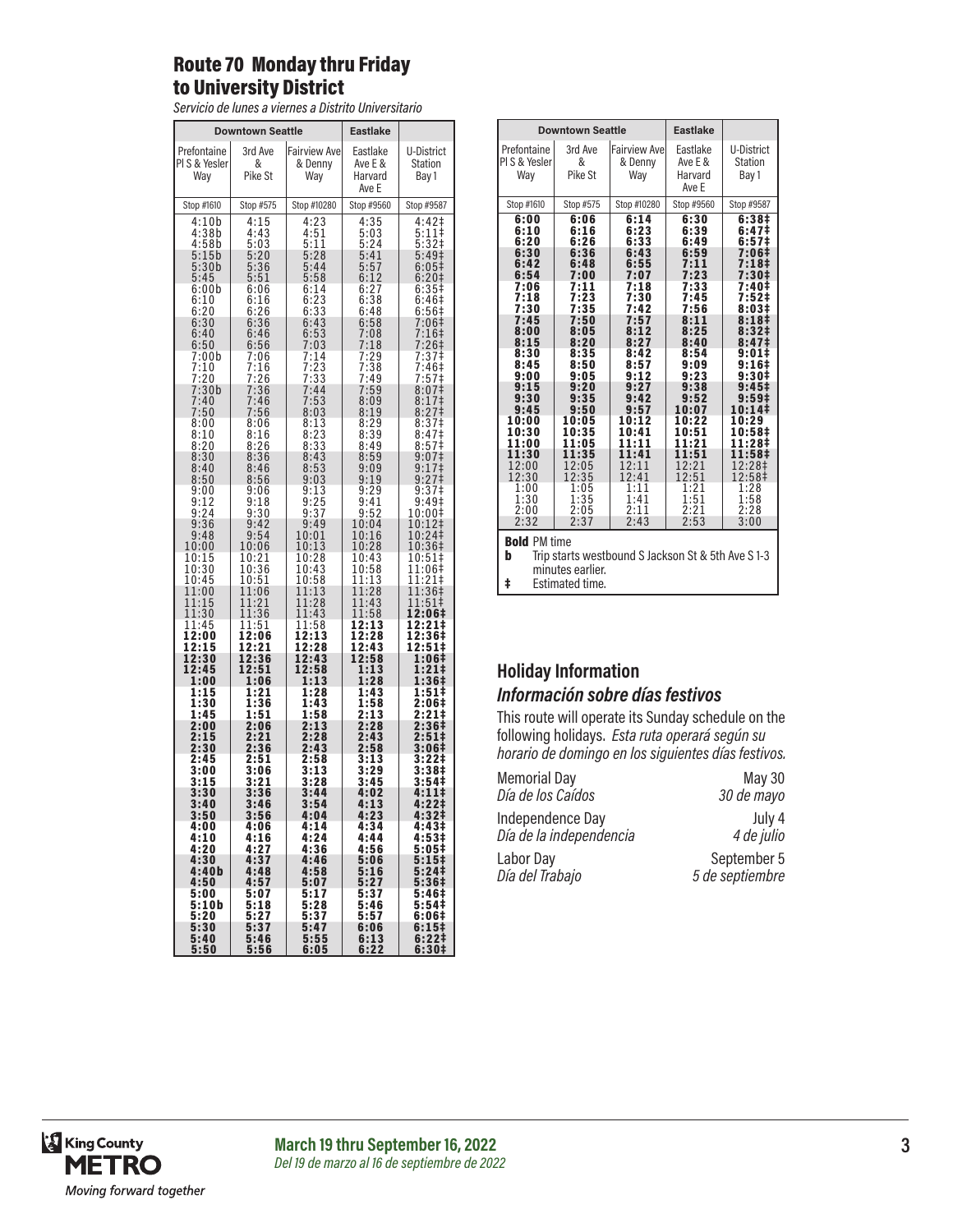## Route 70 Monday thru Friday to University District

*Servicio de lunes a viernes a Distrito Universitario*

| Downtown Seattle | | | Eastlake | |
|---|---|---|---|---|
| Prefontaine Pl S & Yesler Way | 3rd Ave & Pike St | Fairview Ave & Denny Way | Eastlake Ave E & Harvard Ave E | U-District Station Bay 1 |
| Stop #1610 | Stop #575 | Stop #10280 | Stop #9560 | Stop #9587 |
| 4:10b | 4:15 | 4:23 | 4:35 | 4:42‡ |
| 4:38b | 4:43 | 4:51 | 5:03 | 5:11‡ |
| 4:58b | 5:03 | 5:11 | 5:24 | 5:32‡ |
| 5:15b | 5:20 | 5:28 | 5:41 | 5:49‡ |
| 5:30b | 5:36 | 5:44 | 5:57 | 6:05‡ |
| 5:45 | 5:51 | 5:58 | 6:12 | 6:20‡ |
| 6:00b | 6:06 | 6:14 | 6:27 | 6:35‡ |
| 6:10 | 6:16 | 6:23 | 6:38 | 6:46‡ |
| 6:20 | 6:26 | 6:33 | 6:48 | 6:56‡ |
| 6:30 | 6:36 | 6:43 | 6:58 | 7:06‡ |
| 6:40 | 6:46 | 6:53 | 7:08 | 7:16‡ |
| 6:50 | 6:56 | 7:03 | 7:18 | 7:26‡ |
| 7:00b | 7:06 | 7:14 | 7:29 | 7:37‡ |
| 7:10 | 7:16 | 7:23 | 7:38 | 7:46‡ |
| 7:20 | 7:26 | 7:33 | 7:49 | 7:57‡ |
| 7:30b | 7:36 | 7:44 | 7:59 | 8:07‡ |
| 7:40 | 7:46 | 7:53 | 8:09 | 8:17‡ |
| 7:50 | 7:56 | 8:03 | 8:19 | 8:27‡ |
| 8:00 | 8:06 | 8:13 | 8:29 | 8:37‡ |
| 8:10 | 8:16 | 8:23 | 8:39 | 8:47‡ |
| 8:20 | 8:26 | 8:33 | 8:49 | 8:57‡ |
| 8:30 | 8:36 | 8:43 | 8:59 | 9:07‡ |
| 8:40 | 8:46 | 8:53 | 9:09 | 9:17‡ |
| 8:50 | 8:56 | 9:03 | 9:19 | 9:27‡ |
| 9:00 | 9:06 | 9:13 | 9:29 | 9:37‡ |
| 9:12 | 9:18 | 9:25 | 9:41 | 9:49‡ |
| 9:24 | 9:30 | 9:37 | 9:52 | 10:00‡ |
| 9:36 | 9:42 | 9:49 | 10:04 | 10:12‡ |
| 9:48 | 9:54 | 10:01 | 10:16 | 10:24‡ |
| 10:00 | 10:06 | 10:13 | 10:28 | 10:36‡ |
| 10:15 | 10:21 | 10:28 | 10:43 | 10:51‡ |
| 10:30 | 10:36 | 10:43 | 10:58 | 11:06‡ |
| 10:45 | 10:51 | 10:58 | 11:13 | 11:21‡ |
| 11:00 | 11:06 | 11:13 | 11:28 | 11:36‡ |
| 11:15 | 11:21 | 11:28 | 11:43 | 11:51‡ |
| 11:30 | 11:36 | 11:43 | 11:58 | **12:06‡** |
| 11:45 | 11:51 | 11:58 | **12:13** | **12:21‡** |
| **12:00** | **12:06** | **12:13** | **12:28** | **12:36‡** |
| **12:15** | **12:21** | **12:28** | **12:43** | **12:51‡** |
| **12:30** | **12:36** | **12:43** | **12:58** | **1:06‡** |
| **12:45** | **12:51** | **12:58** | **1:13** | **1:21‡** |
| **1:00** | **1:06** | **1:13** | **1:28** | **1:36‡** |
| **1:15** | **1:21** | **1:28** | **1:43** | **1:51‡** |
| **1:30** | **1:36** | **1:43** | **1:58** | **2:06‡** |
| **1:45** | **1:51** | **1:58** | **2:13** | **2:21‡** |
| **2:00** | **2:06** | **2:13** | **2:28** | **2:36‡** |
| **2:15** | **2:21** | **2:28** | **2:43** | **2:51‡** |
| **2:30** | **2:36** | **2:43** | **2:58** | **3:06‡** |
| **2:45** | **2:51** | **2:58** | **3:13** | **3:22‡** |
| **3:00** | **3:06** | **3:13** | **3:29** | **3:38‡** |
| **3:15** | **3:21** | **3:28** | **3:45** | **3:54‡** |
| **3:30** | **3:36** | **3:44** | **4:02** | **4:11‡** |
| **3:40** | **3:46** | **3:54** | **4:13** | **4:22‡** |
| **3:50** | **3:56** | **4:04** | **4:23** | **4:32‡** |
| **4:00** | **4:06** | **4:14** | **4:34** | **4:43‡** |
| **4:10** | **4:16** | **4:24** | **4:44** | **4:53‡** |
| **4:20** | **4:27** | **4:36** | **4:56** | **5:05‡** |
| **4:30** | **4:37** | **4:46** | **5:06** | **5:15‡** |
| **4:40b** | **4:48** | **4:58** | **5:16** | **5:24‡** |
| **4:50** | **4:57** | **5:07** | **5:27** | **5:36‡** |
| **5:00** | **5:07** | **5:17** | **5:37** | **5:46‡** |
| **5:10b** | **5:18** | **5:28** | **5:46** | **5:54‡** |
| **5:20** | **5:27** | **5:37** | **5:57** | **6:06‡** |
| **5:30** | **5:37** | **5:47** | **6:06** | **6:15‡** |
| **5:40** | **5:46** | **5:55** | **6:13** | **6:22‡** |
| **5:50** | **5:56** | **6:05** | **6:22** | **6:30‡** |

| Downtown Seattle | | | Eastlake | |
|---|---|---|---|---|
| Prefontaine Pl S & Yesler Way | 3rd Ave & Pike St | Fairview Ave & Denny Way | Eastlake Ave E & Harvard Ave E | U-District Station Bay 1 |
| Stop #1610 | Stop #575 | Stop #10280 | Stop #9560 | Stop #9587 |
| **6:00** | **6:06** | **6:14** | **6:30** | **6:38‡** |
| **6:10** | **6:16** | **6:23** | **6:39** | **6:47‡** |
| **6:20** | **6:26** | **6:33** | **6:49** | **6:57‡** |
| **6:30** | **6:36** | **6:43** | **6:59** | **7:06‡** |
| **6:42** | **6:48** | **6:55** | **7:11** | **7:18‡** |
| **6:54** | **7:00** | **7:07** | **7:23** | **7:30‡** |
| **7:06** | **7:11** | **7:18** | **7:33** | **7:40‡** |
| **7:18** | **7:23** | **7:30** | **7:45** | **7:52‡** |
| **7:30** | **7:35** | **7:42** | **7:56** | **8:03‡** |
| **7:45** | **7:50** | **7:57** | **8:11** | **8:18‡** |
| **8:00** | **8:05** | **8:12** | **8:25** | **8:32‡** |
| **8:15** | **8:20** | **8:27** | **8:40** | **8:47‡** |
| **8:30** | **8:35** | **8:42** | **8:54** | **9:01‡** |
| **8:45** | **8:50** | **8:57** | **9:09** | **9:16‡** |
| **9:00** | **9:05** | **9:12** | **9:23** | **9:30‡** |
| **9:15** | **9:20** | **9:27** | **9:38** | **9:45‡** |
| **9:30** | **9:35** | **9:42** | **9:52** | **9:59‡** |
| **9:45** | **9:50** | **9:57** | **10:07** | **10:14‡** |
| **10:00** | **10:05** | **10:12** | **10:22** | **10:29** |
| **10:30** | **10:35** | **10:41** | **10:51** | **10:58‡** |
| **11:00** | **11:05** | **11:11** | **11:21** | **11:28‡** |
| **11:30** | **11:35** | **11:41** | **11:51** | **11:58‡** |
| 12:00 | 12:05 | 12:11 | 12:21 | 12:28‡ |
| 12:30 | 12:35 | 12:41 | 12:51 | 12:58‡ |
| 1:00 | 1:05 | 1:11 | 1:21 | 1:28 |
| 1:30 | 1:35 | 1:41 | 1:51 | 1:58 |
| 2:00 | 2:05 | 2:11 | 2:21 | 2:28 |
| 2:32 | 2:37 | 2:43 | 2:53 | 3:00 |

**Bold** PM time

**b** Trip starts westbound S Jackson St & 5th Ave S 1-3 minutes earlier.

**‡** Estimated time.

### Holiday Information
### *Información sobre días festivos*

This route will operate its Sunday schedule on the following holidays. *Esta ruta operará según su horario de domingo en los siguientes días festivos.*

| Holiday | Date |
|---|---|
| Memorial Day / *Día de los Caídos* | May 30 / *30 de mayo* |
| Independence Day / *Día de la independencia* | July 4 / *4 de julio* |
| Labor Day / *Día del Trabajo* | September 5 / *5 de septiembre* |

King County METRO
*Moving forward together*

**March 19 thru September 16, 2022**
*Del 19 de marzo al 16 de septiembre de 2022*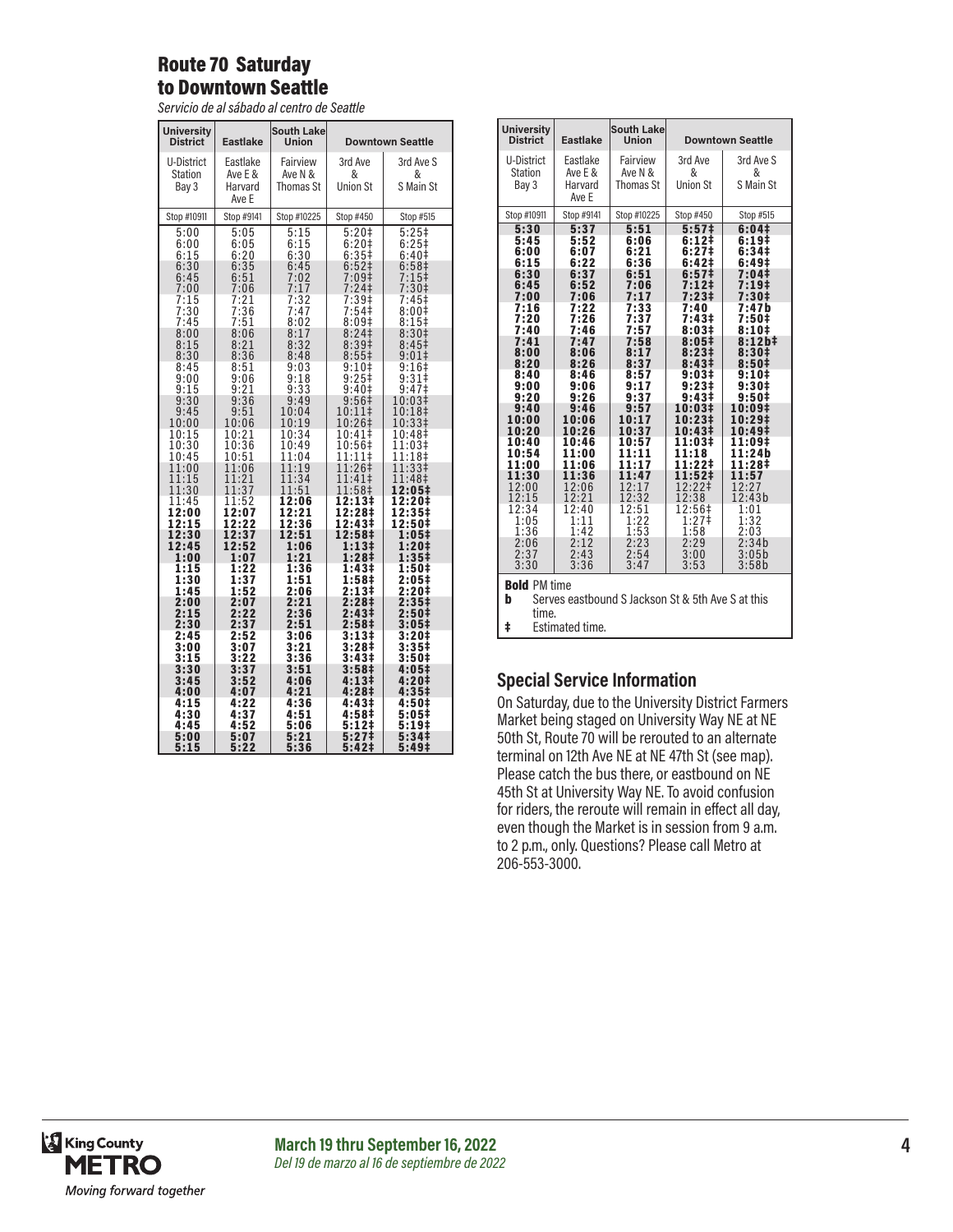## Route 70 Saturday to Downtown Seattle

*Servicio de al sábado al centro de Seattle*

| University District | Eastlake | South Lake Union | Downtown Seattle | |
|---|---|---|---|---|
| U-District Station Bay 3 | Eastlake Ave E & Harvard Ave E | Fairview Ave N & Thomas St | 3rd Ave & Union St | 3rd Ave S & S Main St |
| Stop #10911 | Stop #9141 | Stop #10225 | Stop #450 | Stop #515 |
| 5:00 | 5:05 | 5:15 | 5:20‡ | 5:25‡ |
| 6:00 | 6:05 | 6:15 | 6:20‡ | 6:25‡ |
| 6:15 | 6:20 | 6:30 | 6:35‡ | 6:40‡ |
| 6:30 | 6:35 | 6:45 | 6:52‡ | 6:58‡ |
| 6:45 | 6:51 | 7:02 | 7:09‡ | 7:15‡ |
| 7:00 | 7:06 | 7:17 | 7:24‡ | 7:30‡ |
| 7:15 | 7:21 | 7:32 | 7:39‡ | 7:45‡ |
| 7:30 | 7:36 | 7:47 | 7:54‡ | 8:00‡ |
| 7:45 | 7:51 | 8:02 | 8:09‡ | 8:15‡ |
| 8:00 | 8:06 | 8:17 | 8:24‡ | 8:30‡ |
| 8:15 | 8:21 | 8:32 | 8:39‡ | 8:45‡ |
| 8:30 | 8:36 | 8:48 | 8:55‡ | 9:01‡ |
| 8:45 | 8:51 | 9:03 | 9:10‡ | 9:16‡ |
| 9:00 | 9:06 | 9:18 | 9:25‡ | 9:31‡ |
| 9:15 | 9:21 | 9:33 | 9:40‡ | 9:47‡ |
| 9:30 | 9:36 | 9:49 | 9:56‡ | 10:03‡ |
| 9:45 | 9:51 | 10:04 | 10:11‡ | 10:18‡ |
| 10:00 | 10:06 | 10:19 | 10:26‡ | 10:33‡ |
| 10:15 | 10:21 | 10:34 | 10:41‡ | 10:48‡ |
| 10:30 | 10:36 | 10:49 | 10:56‡ | 11:03‡ |
| 10:45 | 10:51 | 11:04 | 11:11‡ | 11:18‡ |
| 11:00 | 11:06 | 11:19 | 11:26‡ | 11:33‡ |
| 11:15 | 11:21 | 11:34 | 11:41‡ | 11:48‡ |
| 11:30 | 11:37 | 11:51 | 11:58‡ | **12:05‡** |
| 11:45 | 11:52 | **12:06** | **12:13‡** | **12:20‡** |
| **12:00** | **12:07** | **12:21** | **12:28‡** | **12:35‡** |
| **12:15** | **12:22** | **12:36** | **12:43‡** | **12:50‡** |
| **12:30** | **12:37** | **12:51** | **12:58‡** | **1:05‡** |
| **12:45** | **12:52** | **1:06** | **1:13‡** | **1:20‡** |
| **1:00** | **1:07** | **1:21** | **1:28‡** | **1:35‡** |
| **1:15** | **1:22** | **1:36** | **1:43‡** | **1:50‡** |
| **1:30** | **1:37** | **1:51** | **1:58‡** | **2:05‡** |
| **1:45** | **1:52** | **2:06** | **2:13‡** | **2:20‡** |
| **2:00** | **2:07** | **2:21** | **2:28‡** | **2:35‡** |
| **2:15** | **2:22** | **2:36** | **2:43‡** | **2:50‡** |
| **2:30** | **2:37** | **2:51** | **2:58‡** | **3:05‡** |
| **2:45** | **2:52** | **3:06** | **3:13‡** | **3:20‡** |
| **3:00** | **3:07** | **3:21** | **3:28‡** | **3:35‡** |
| **3:15** | **3:22** | **3:36** | **3:43‡** | **3:50‡** |
| **3:30** | **3:37** | **3:51** | **3:58‡** | **4:05‡** |
| **3:45** | **3:52** | **4:06** | **4:13‡** | **4:20‡** |
| **4:00** | **4:07** | **4:21** | **4:28‡** | **4:35‡** |
| **4:15** | **4:22** | **4:36** | **4:43‡** | **4:50‡** |
| **4:30** | **4:37** | **4:51** | **4:58‡** | **5:05‡** |
| **4:45** | **4:52** | **5:06** | **5:12‡** | **5:19‡** |
| **5:00** | **5:07** | **5:21** | **5:27‡** | **5:34‡** |
| **5:15** | **5:22** | **5:36** | **5:42‡** | **5:49‡** |
| **5:30** | **5:37** | **5:51** | **5:57‡** | **6:04‡** |
| **5:45** | **5:52** | **6:06** | **6:12‡** | **6:19‡** |
| **6:00** | **6:07** | **6:21** | **6:27‡** | **6:34‡** |
| **6:15** | **6:22** | **6:36** | **6:42‡** | **6:49‡** |
| **6:30** | **6:37** | **6:51** | **6:57‡** | **7:04‡** |
| **6:45** | **6:52** | **7:06** | **7:12‡** | **7:19‡** |
| **7:00** | **7:06** | **7:17** | **7:23‡** | **7:30‡** |
| **7:16** | **7:22** | **7:33** | **7:40** | **7:47b** |
| **7:20** | **7:26** | **7:37** | **7:43‡** | **7:50‡** |
| **7:40** | **7:46** | **7:57** | **8:03‡** | **8:10‡** |
| **7:41** | **7:47** | **7:58** | **8:05‡** | **8:12b‡** |
| **8:00** | **8:06** | **8:17** | **8:23‡** | **8:30‡** |
| **8:20** | **8:26** | **8:37** | **8:43‡** | **8:50‡** |
| **8:40** | **8:46** | **8:57** | **9:03‡** | **9:10‡** |
| **9:00** | **9:06** | **9:17** | **9:23‡** | **9:30‡** |
| **9:20** | **9:26** | **9:37** | **9:43‡** | **9:50‡** |
| **9:40** | **9:46** | **9:57** | **10:03‡** | **10:09‡** |
| **10:00** | **10:06** | **10:17** | **10:23‡** | **10:29‡** |
| **10:20** | **10:26** | **10:37** | **10:43‡** | **10:49‡** |
| **10:40** | **10:46** | **10:57** | **11:03‡** | **11:09‡** |
| **10:54** | **11:00** | **11:11** | **11:18** | **11:24b** |
| **11:00** | **11:06** | **11:17** | **11:22‡** | **11:28‡** |
| **11:30** | **11:36** | **11:47** | **11:52‡** | **11:57** |
| 12:00 | 12:06 | 12:17 | 12:22‡ | 12:27 |
| 12:15 | 12:21 | 12:32 | 12:38 | 12:43b |
| 12:34 | 12:40 | 12:51 | 12:56‡ | 1:01 |
| 1:05 | 1:11 | 1:22 | 1:27‡ | 1:32 |
| 1:36 | 1:42 | 1:53 | 1:58 | 2:03 |
| 2:06 | 2:12 | 2:23 | 2:29 | 2:34b |
| 2:37 | 2:43 | 2:54 | 3:00 | 3:05b |
| 3:30 | 3:36 | 3:47 | 3:53 | 3:58b |

**Bold** PM time

**b** Serves eastbound S Jackson St & 5th Ave S at this time.

**‡** Estimated time.

## Special Service Information

On Saturday, due to the University District Farmers Market being staged on University Way NE at NE 50th St, Route 70 will be rerouted to an alternate terminal on 12th Ave NE at NE 47th St (see map). Please catch the bus there, or eastbound on NE 45th St at University Way NE. To avoid confusion for riders, the reroute will remain in effect all day, even though the Market is in session from 9 a.m. to 2 p.m., only. Questions? Please call Metro at 206-553-3000.

**March 19 thru September 16, 2022**
*Del 19 de marzo al 16 de septiembre de 2022*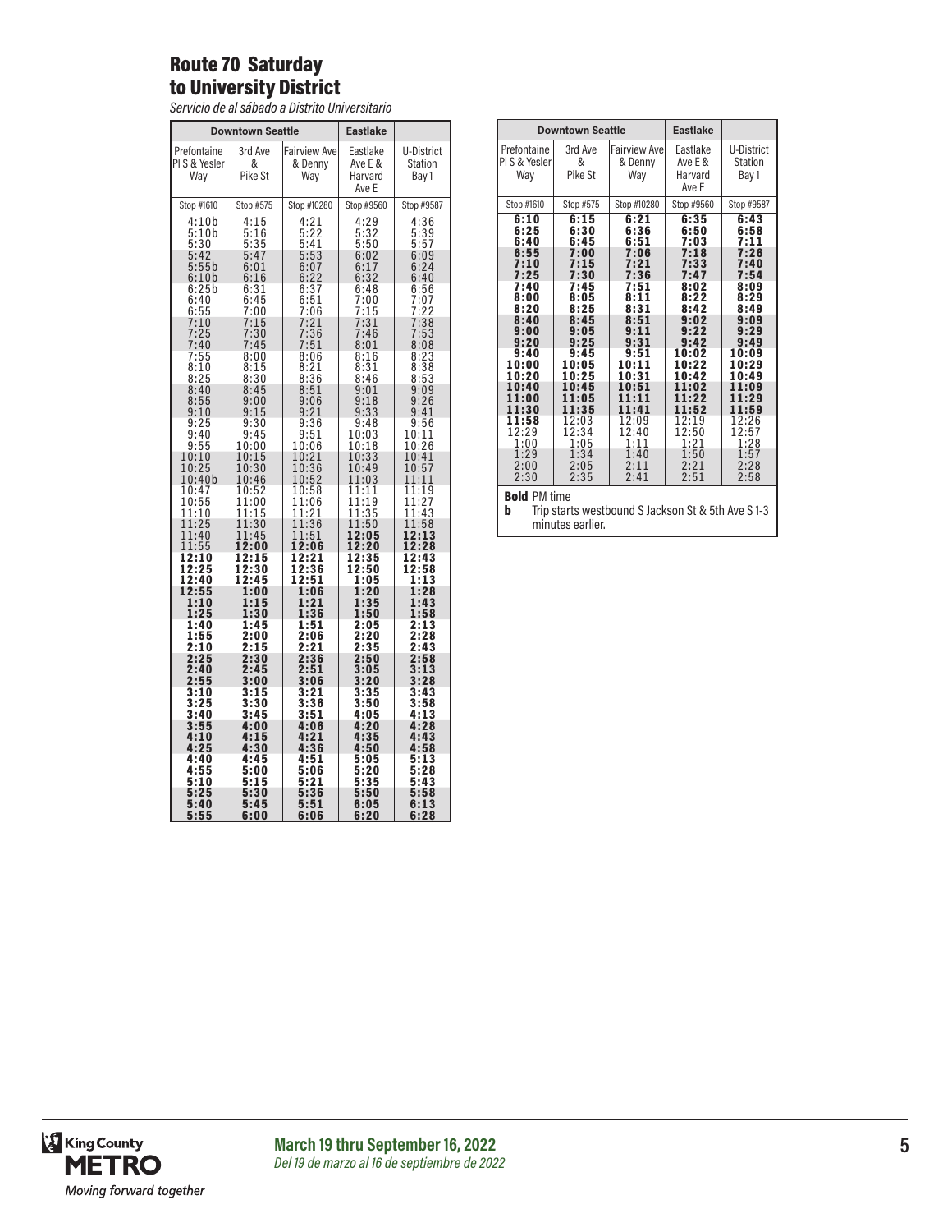# Route 70 Saturday to University District

*Servicio de al sábado a Distrito Universitario*

| Downtown Seattle | | | Eastlake | |
|---|---|---|---|---|
| Prefontaine Pl S & Yesler Way | 3rd Ave & Pike St | Fairview Ave & Denny Way | Eastlake Ave E & Harvard Ave E | U-District Station Bay 1 |
| Stop #1610 | Stop #575 | Stop #10280 | Stop #9560 | Stop #9587 |
| 4:10b | 4:15 | 4:21 | 4:29 | 4:36 |
| 5:10b | 5:16 | 5:22 | 5:32 | 5:39 |
| 5:30 | 5:35 | 5:41 | 5:50 | 5:57 |
| 5:42 | 5:47 | 5:53 | 6:02 | 6:09 |
| 5:55b | 6:01 | 6:07 | 6:17 | 6:24 |
| 6:10b | 6:16 | 6:22 | 6:32 | 6:40 |
| 6:25b | 6:31 | 6:37 | 6:48 | 6:56 |
| 6:40 | 6:45 | 6:51 | 7:00 | 7:07 |
| 6:55 | 7:00 | 7:06 | 7:15 | 7:22 |
| 7:10 | 7:15 | 7:21 | 7:31 | 7:38 |
| 7:25 | 7:30 | 7:36 | 7:46 | 7:53 |
| 7:40 | 7:45 | 7:51 | 8:01 | 8:08 |
| 7:55 | 8:00 | 8:06 | 8:16 | 8:23 |
| 8:10 | 8:15 | 8:21 | 8:31 | 8:38 |
| 8:25 | 8:30 | 8:36 | 8:46 | 8:53 |
| 8:40 | 8:45 | 8:51 | 9:01 | 9:09 |
| 8:55 | 9:00 | 9:06 | 9:18 | 9:26 |
| 9:10 | 9:15 | 9:21 | 9:33 | 9:41 |
| 9:25 | 9:30 | 9:36 | 9:48 | 9:56 |
| 9:40 | 9:45 | 9:51 | 10:03 | 10:11 |
| 9:55 | 10:00 | 10:06 | 10:18 | 10:26 |
| 10:10 | 10:15 | 10:21 | 10:33 | 10:41 |
| 10:25 | 10:30 | 10:36 | 10:49 | 10:57 |
| 10:40b | 10:46 | 10:52 | 11:03 | 11:11 |
| 10:47 | 10:52 | 10:58 | 11:11 | 11:19 |
| 10:55 | 11:00 | 11:06 | 11:19 | 11:27 |
| 11:10 | 11:15 | 11:21 | 11:35 | 11:43 |
| 11:25 | 11:30 | 11:36 | 11:50 | 11:58 |
| 11:40 | 11:45 | 11:51 | **12:05** | **12:13** |
| 11:55 | **12:00** | **12:06** | **12:20** | **12:28** |
| **12:10** | **12:15** | **12:21** | **12:35** | **12:43** |
| **12:25** | **12:30** | **12:36** | **12:50** | **12:58** |
| **12:40** | **12:45** | **12:51** | **1:05** | **1:13** |
| **12:55** | **1:00** | **1:06** | **1:20** | **1:28** |
| **1:10** | **1:15** | **1:21** | **1:35** | **1:43** |
| **1:25** | **1:30** | **1:36** | **1:50** | **1:58** |
| **1:40** | **1:45** | **1:51** | **2:05** | **2:13** |
| **1:55** | **2:00** | **2:06** | **2:20** | **2:28** |
| **2:10** | **2:15** | **2:21** | **2:35** | **2:43** |
| **2:25** | **2:30** | **2:36** | **2:50** | **2:58** |
| **2:40** | **2:45** | **2:51** | **3:05** | **3:13** |
| **2:55** | **3:00** | **3:06** | **3:20** | **3:28** |
| **3:10** | **3:15** | **3:21** | **3:35** | **3:43** |
| **3:25** | **3:30** | **3:36** | **3:50** | **3:58** |
| **3:40** | **3:45** | **3:51** | **4:05** | **4:13** |
| **3:55** | **4:00** | **4:06** | **4:20** | **4:28** |
| **4:10** | **4:15** | **4:21** | **4:35** | **4:43** |
| **4:25** | **4:30** | **4:36** | **4:50** | **4:58** |
| **4:40** | **4:45** | **4:51** | **5:05** | **5:13** |
| **4:55** | **5:00** | **5:06** | **5:20** | **5:28** |
| **5:10** | **5:15** | **5:21** | **5:35** | **5:43** |
| **5:25** | **5:30** | **5:36** | **5:50** | **5:58** |
| **5:40** | **5:45** | **5:51** | **6:05** | **6:13** |
| **5:55** | **6:00** | **6:06** | **6:20** | **6:28** |
| **6:10** | **6:15** | **6:21** | **6:35** | **6:43** |
| **6:25** | **6:30** | **6:36** | **6:50** | **6:58** |
| **6:40** | **6:45** | **6:51** | **7:03** | **7:11** |
| **6:55** | **7:00** | **7:06** | **7:18** | **7:26** |
| **7:10** | **7:15** | **7:21** | **7:33** | **7:40** |
| **7:25** | **7:30** | **7:36** | **7:47** | **7:54** |
| **7:40** | **7:45** | **7:51** | **8:02** | **8:09** |
| **8:00** | **8:05** | **8:11** | **8:22** | **8:29** |
| **8:20** | **8:25** | **8:31** | **8:42** | **8:49** |
| **8:40** | **8:45** | **8:51** | **9:02** | **9:09** |
| **9:00** | **9:05** | **9:11** | **9:22** | **9:29** |
| **9:20** | **9:25** | **9:31** | **9:42** | **9:49** |
| **9:40** | **9:45** | **9:51** | **10:02** | **10:09** |
| **10:00** | **10:05** | **10:11** | **10:22** | **10:29** |
| **10:20** | **10:25** | **10:31** | **10:42** | **10:49** |
| **10:40** | **10:45** | **10:51** | **11:02** | **11:09** |
| **11:00** | **11:05** | **11:11** | **11:22** | **11:29** |
| **11:30** | **11:35** | **11:41** | **11:52** | **11:59** |
| **11:58** | 12:03 | 12:09 | 12:19 | 12:26 |
| 12:29 | 12:34 | 12:40 | 12:50 | 12:57 |
| 1:00 | 1:05 | 1:11 | 1:21 | 1:28 |
| 1:29 | 1:34 | 1:40 | 1:50 | 1:57 |
| 2:00 | 2:05 | 2:11 | 2:21 | 2:28 |
| 2:30 | 2:35 | 2:41 | 2:51 | 2:58 |

**Bold** PM time

**b** Trip starts westbound S Jackson St & 5th Ave S 1-3 minutes earlier.

**March 19 thru September 16, 2022**

*Del 19 de marzo al 16 de septiembre de 2022*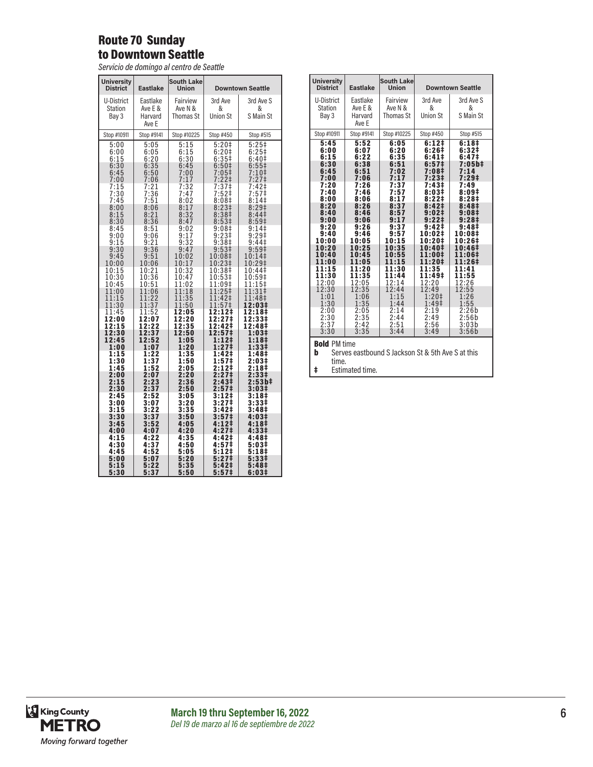# Route 70 Sunday to Downtown Seattle

*Servicio de domingo al centro de Seattle*

| University District | Eastlake | South Lake Union | Downtown Seattle | |
|---|---|---|---|---|
| U-District Station Bay 3 | Eastlake Ave E & Harvard Ave E | Fairview Ave N & Thomas St | 3rd Ave & Union St | 3rd Ave S & S Main St |
| Stop #10911 | Stop #9141 | Stop #10225 | Stop #450 | Stop #515 |
| 5:00 | 5:05 | 5:15 | 5:20‡ | 5:25‡ |
| 6:00 | 6:05 | 6:15 | 6:20‡ | 6:25‡ |
| 6:15 | 6:20 | 6:30 | 6:35‡ | 6:40‡ |
| 6:30 | 6:35 | 6:45 | 6:50‡ | 6:55‡ |
| 6:45 | 6:50 | 7:00 | 7:05‡ | 7:10‡ |
| 7:00 | 7:06 | 7:17 | 7:22‡ | 7:27‡ |
| 7:15 | 7:21 | 7:32 | 7:37‡ | 7:42‡ |
| 7:30 | 7:36 | 7:47 | 7:52‡ | 7:57‡ |
| 7:45 | 7:51 | 8:02 | 8:08‡ | 8:14‡ |
| 8:00 | 8:06 | 8:17 | 8:23‡ | 8:29‡ |
| 8:15 | 8:21 | 8:32 | 8:38‡ | 8:44‡ |
| 8:30 | 8:36 | 8:47 | 8:53‡ | 8:59‡ |
| 8:45 | 8:51 | 9:02 | 9:08‡ | 9:14‡ |
| 9:00 | 9:06 | 9:17 | 9:23‡ | 9:29‡ |
| 9:15 | 9:21 | 9:32 | 9:38‡ | 9:44‡ |
| 9:30 | 9:36 | 9:47 | 9:53‡ | 9:59‡ |
| 9:45 | 9:51 | 10:02 | 10:08‡ | 10:14‡ |
| 10:00 | 10:06 | 10:17 | 10:23‡ | 10:29‡ |
| 10:15 | 10:21 | 10:32 | 10:38‡ | 10:44‡ |
| 10:30 | 10:36 | 10:47 | 10:53‡ | 10:59‡ |
| 10:45 | 10:51 | 11:02 | 11:09‡ | 11:15‡ |
| 11:00 | 11:06 | 11:18 | 11:25‡ | 11:31‡ |
| 11:15 | 11:22 | 11:35 | 11:42‡ | 11:48‡ |
| 11:30 | 11:37 | 11:50 | 11:57‡ | **12:03‡** |
| 11:45 | 11:52 | **12:05** | **12:12‡** | **12:18‡** |
| **12:00** | **12:07** | **12:20** | **12:27‡** | **12:33‡** |
| **12:15** | **12:22** | **12:35** | **12:42‡** | **12:48‡** |
| **12:30** | **12:37** | **12:50** | **12:57‡** | **1:03‡** |
| **12:45** | **12:52** | **1:05** | **1:12‡** | **1:18‡** |
| **1:00** | **1:07** | **1:20** | **1:27‡** | **1:33‡** |
| **1:15** | **1:22** | **1:35** | **1:42‡** | **1:48‡** |
| **1:30** | **1:37** | **1:50** | **1:57‡** | **2:03‡** |
| **1:45** | **1:52** | **2:05** | **2:12‡** | **2:18‡** |
| **2:00** | **2:07** | **2:20** | **2:27‡** | **2:33‡** |
| **2:15** | **2:23** | **2:36** | **2:43‡** | **2:53b‡** |
| **2:30** | **2:37** | **2:50** | **2:57‡** | **3:03‡** |
| **2:45** | **2:52** | **3:05** | **3:12‡** | **3:18‡** |
| **3:00** | **3:07** | **3:20** | **3:27‡** | **3:33‡** |
| **3:15** | **3:22** | **3:35** | **3:42‡** | **3:48‡** |
| **3:30** | **3:37** | **3:50** | **3:57‡** | **4:03‡** |
| **3:45** | **3:52** | **4:05** | **4:12‡** | **4:18‡** |
| **4:00** | **4:07** | **4:20** | **4:27‡** | **4:33‡** |
| **4:15** | **4:22** | **4:35** | **4:42‡** | **4:48‡** |
| **4:30** | **4:37** | **4:50** | **4:57‡** | **5:03‡** |
| **4:45** | **4:52** | **5:05** | **5:12‡** | **5:18‡** |
| **5:00** | **5:07** | **5:20** | **5:27‡** | **5:33‡** |
| **5:15** | **5:22** | **5:35** | **5:42‡** | **5:48‡** |
| **5:30** | **5:37** | **5:50** | **5:57‡** | **6:03‡** |
| **5:45** | **5:52** | **6:05** | **6:12‡** | **6:18‡** |
| **6:00** | **6:07** | **6:20** | **6:26‡** | **6:32‡** |
| **6:15** | **6:22** | **6:35** | **6:41‡** | **6:47‡** |
| **6:30** | **6:38** | **6:51** | **6:57‡** | **7:05b‡** |
| **6:45** | **6:51** | **7:02** | **7:08‡** | **7:14** |
| **7:00** | **7:06** | **7:17** | **7:23‡** | **7:29‡** |
| **7:20** | **7:26** | **7:37** | **7:43‡** | **7:49** |
| **7:40** | **7:46** | **7:57** | **8:03‡** | **8:09‡** |
| **8:00** | **8:06** | **8:17** | **8:22‡** | **8:28‡** |
| **8:20** | **8:26** | **8:37** | **8:42‡** | **8:48‡** |
| **8:40** | **8:46** | **8:57** | **9:02‡** | **9:08‡** |
| **9:00** | **9:06** | **9:17** | **9:22‡** | **9:28‡** |
| **9:20** | **9:26** | **9:37** | **9:42‡** | **9:48‡** |
| **9:40** | **9:46** | **9:57** | **10:02‡** | **10:08‡** |
| **10:00** | **10:05** | **10:15** | **10:20‡** | **10:26‡** |
| **10:20** | **10:25** | **10:35** | **10:40‡** | **10:46‡** |
| **10:40** | **10:45** | **10:55** | **11:00‡** | **11:06‡** |
| **11:00** | **11:05** | **11:15** | **11:20‡** | **11:26‡** |
| **11:15** | **11:20** | **11:30** | **11:35** | **11:41** |
| **11:30** | **11:35** | **11:44** | **11:49‡** | **11:55** |
| 12:00 | 12:05 | 12:14 | 12:20 | 12:26 |
| 12:30 | 12:35 | 12:44 | 12:49 | 12:55 |
| 1:01 | 1:06 | 1:15 | 1:20‡ | 1:26 |
| 1:30 | 1:35 | 1:44 | 1:49‡ | 1:55 |
| 2:00 | 2:05 | 2:14 | 2:19 | 2:26b |
| 2:30 | 2:35 | 2:44 | 2:49 | 2:56b |
| 2:37 | 2:42 | 2:51 | 2:56 | 3:03b |
| 3:30 | 3:35 | 3:44 | 3:49 | 3:56b |

**Bold** PM time

**b** Serves eastbound S Jackson St & 5th Ave S at this time.

**‡** Estimated time.

**March 19 thru September 16, 2022**

*Del 19 de marzo al 16 de septiembre de 2022*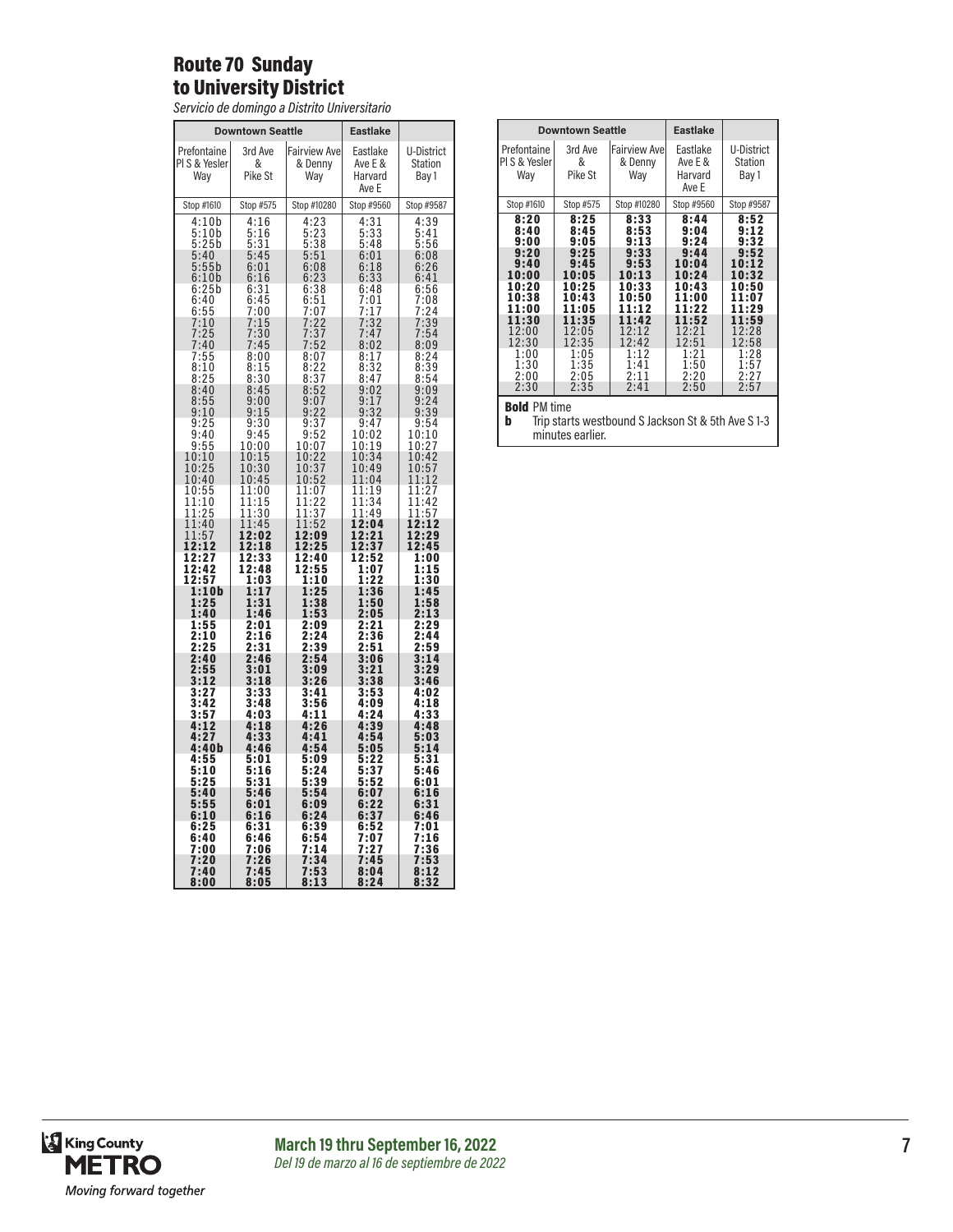# Route 70 Sunday to University District

*Servicio de domingo a Distrito Universitario*

| Downtown Seattle | | | Eastlake | |
|---|---|---|---|---|
| Prefontaine Pl S & Yesler Way | 3rd Ave & Pike St | Fairview Ave & Denny Way | Eastlake Ave E & Harvard Ave E | U-District Station Bay 1 |
| Stop #1610 | Stop #575 | Stop #10280 | Stop #9560 | Stop #9587 |
| 4:10b | 4:16 | 4:23 | 4:31 | 4:39 |
| 5:10b | 5:16 | 5:23 | 5:33 | 5:41 |
| 5:25b | 5:31 | 5:38 | 5:48 | 5:56 |
| 5:40 | 5:45 | 5:51 | 6:01 | 6:08 |
| 5:55b | 6:01 | 6:08 | 6:18 | 6:26 |
| 6:10b | 6:16 | 6:23 | 6:33 | 6:41 |
| 6:25b | 6:31 | 6:38 | 6:48 | 6:56 |
| 6:40 | 6:45 | 6:51 | 7:01 | 7:08 |
| 6:55 | 7:00 | 7:07 | 7:17 | 7:24 |
| 7:10 | 7:15 | 7:22 | 7:32 | 7:39 |
| 7:25 | 7:30 | 7:37 | 7:47 | 7:54 |
| 7:40 | 7:45 | 7:52 | 8:02 | 8:09 |
| 7:55 | 8:00 | 8:07 | 8:17 | 8:24 |
| 8:10 | 8:15 | 8:22 | 8:32 | 8:39 |
| 8:25 | 8:30 | 8:37 | 8:47 | 8:54 |
| 8:40 | 8:45 | 8:52 | 9:02 | 9:09 |
| 8:55 | 9:00 | 9:07 | 9:17 | 9:24 |
| 9:10 | 9:15 | 9:22 | 9:32 | 9:39 |
| 9:25 | 9:30 | 9:37 | 9:47 | 9:54 |
| 9:40 | 9:45 | 9:52 | 10:02 | 10:10 |
| 9:55 | 10:00 | 10:07 | 10:19 | 10:27 |
| 10:10 | 10:15 | 10:22 | 10:34 | 10:42 |
| 10:25 | 10:30 | 10:37 | 10:49 | 10:57 |
| 10:40 | 10:45 | 10:52 | 11:04 | 11:12 |
| 10:55 | 11:00 | 11:07 | 11:19 | 11:27 |
| 11:10 | 11:15 | 11:22 | 11:34 | 11:42 |
| 11:25 | 11:30 | 11:37 | 11:49 | 11:57 |
| 11:40 | 11:45 | 11:52 | **12:04** | **12:12** |
| 11:57 | **12:02** | **12:09** | **12:21** | **12:29** |
| **12:12** | **12:18** | **12:25** | **12:37** | **12:45** |
| **12:27** | **12:33** | **12:40** | **12:52** | **1:00** |
| **12:42** | **12:48** | **12:55** | **1:07** | **1:15** |
| **12:57** | **1:03** | **1:10** | **1:22** | **1:30** |
| **1:10b** | **1:17** | **1:25** | **1:36** | **1:45** |
| **1:25** | **1:31** | **1:38** | **1:50** | **1:58** |
| **1:40** | **1:46** | **1:53** | **2:05** | **2:13** |
| **1:55** | **2:01** | **2:09** | **2:21** | **2:29** |
| **2:10** | **2:16** | **2:24** | **2:36** | **2:44** |
| **2:25** | **2:31** | **2:39** | **2:51** | **2:59** |
| **2:40** | **2:46** | **2:54** | **3:06** | **3:14** |
| **2:55** | **3:01** | **3:09** | **3:21** | **3:29** |
| **3:12** | **3:18** | **3:26** | **3:38** | **3:46** |
| **3:27** | **3:33** | **3:41** | **3:53** | **4:02** |
| **3:42** | **3:48** | **3:56** | **4:09** | **4:18** |
| **3:57** | **4:03** | **4:11** | **4:24** | **4:33** |
| **4:12** | **4:18** | **4:26** | **4:39** | **4:48** |
| **4:27** | **4:33** | **4:41** | **4:54** | **5:03** |
| **4:40b** | **4:46** | **4:54** | **5:05** | **5:14** |
| **4:55** | **5:01** | **5:09** | **5:22** | **5:31** |
| **5:10** | **5:16** | **5:24** | **5:37** | **5:46** |
| **5:25** | **5:31** | **5:39** | **5:52** | **6:01** |
| **5:40** | **5:46** | **5:54** | **6:07** | **6:16** |
| **5:55** | **6:01** | **6:09** | **6:22** | **6:31** |
| **6:10** | **6:16** | **6:24** | **6:37** | **6:46** |
| **6:25** | **6:31** | **6:39** | **6:52** | **7:01** |
| **6:40** | **6:46** | **6:54** | **7:07** | **7:16** |
| **7:00** | **7:06** | **7:14** | **7:27** | **7:36** |
| **7:20** | **7:26** | **7:34** | **7:45** | **7:53** |
| **7:40** | **7:45** | **7:53** | **8:04** | **8:12** |
| **8:00** | **8:05** | **8:13** | **8:24** | **8:32** |
| **8:20** | **8:25** | **8:33** | **8:44** | **8:52** |
| **8:40** | **8:45** | **8:53** | **9:04** | **9:12** |
| **9:00** | **9:05** | **9:13** | **9:24** | **9:32** |
| **9:20** | **9:25** | **9:33** | **9:44** | **9:52** |
| **9:40** | **9:45** | **9:53** | **10:04** | **10:12** |
| **10:00** | **10:05** | **10:13** | **10:24** | **10:32** |
| **10:20** | **10:25** | **10:33** | **10:43** | **10:50** |
| **10:38** | **10:43** | **10:50** | **11:00** | **11:07** |
| **11:00** | **11:05** | **11:12** | **11:22** | **11:29** |
| **11:30** | **11:35** | **11:42** | **11:52** | **11:59** |
| 12:00 | 12:05 | 12:12 | 12:21 | 12:28 |
| 12:30 | 12:35 | 12:42 | 12:51 | 12:58 |
| 1:00 | 1:05 | 1:12 | 1:21 | 1:28 |
| 1:30 | 1:35 | 1:41 | 1:50 | 1:57 |
| 2:00 | 2:05 | 2:11 | 2:20 | 2:27 |
| 2:30 | 2:35 | 2:41 | 2:50 | 2:57 |

**Bold** PM time

**b** Trip starts westbound S Jackson St & 5th Ave S 1-3 minutes earlier.

King County METRO
*Moving forward together*

**March 19 thru September 16, 2022**
*Del 19 de marzo al 16 de septiembre de 2022*